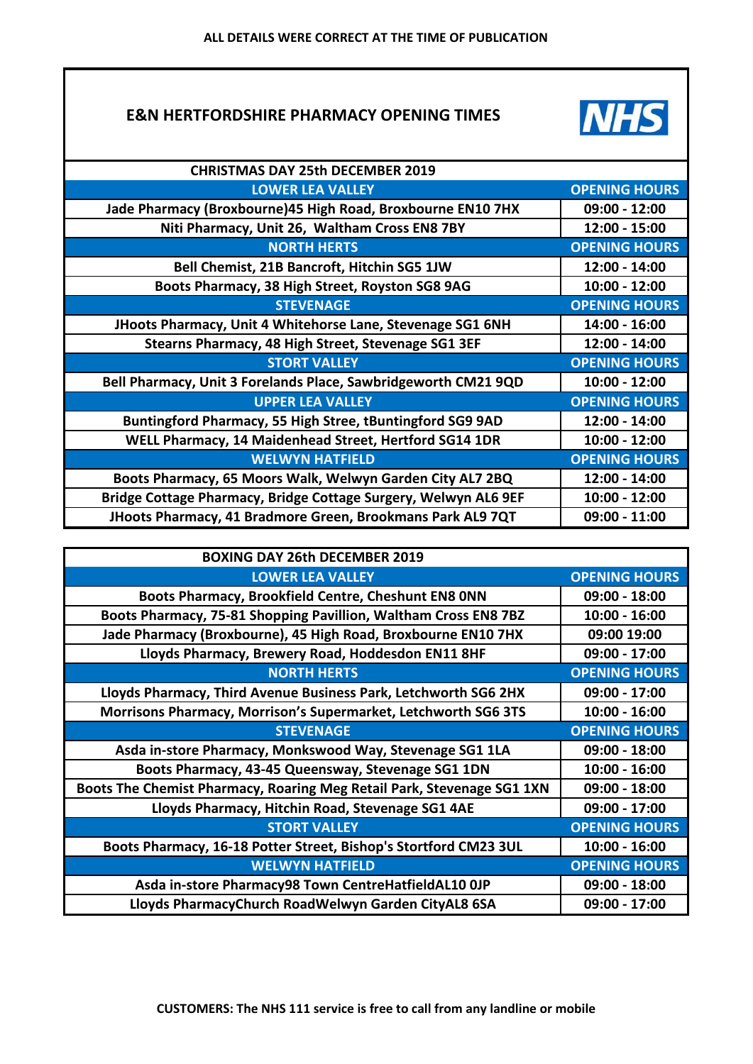ALL DETAILS WERE CORRECT AT THE TIME OF PUBLICATION

# E&N HERTFORDSHIRE PHARMACY OPENING TIMES

NHS

| CHRISTMAS DAY 25th DECEMBER 2019 | |
|---|---|
| **LOWER LEA VALLEY** | **OPENING HOURS** |
| Jade Pharmacy (Broxbourne)45 High Road, Broxbourne EN10 7HX | 09:00 - 12:00 |
| Niti Pharmacy, Unit 26, Waltham Cross EN8 7BY | 12:00 - 15:00 |
| **NORTH HERTS** | **OPENING HOURS** |
| Bell Chemist, 21B Bancroft, Hitchin SG5 1JW | 12:00 - 14:00 |
| Boots Pharmacy, 38 High Street, Royston SG8 9AG | 10:00 - 12:00 |
| **STEVENAGE** | **OPENING HOURS** |
| JHoots Pharmacy, Unit 4 Whitehorse Lane, Stevenage SG1 6NH | 14:00 - 16:00 |
| Stearns Pharmacy, 48 High Street, Stevenage SG1 3EF | 12:00 - 14:00 |
| **STORT VALLEY** | **OPENING HOURS** |
| Bell Pharmacy, Unit 3 Forelands Place, Sawbridgeworth CM21 9QD | 10:00 - 12:00 |
| **UPPER LEA VALLEY** | **OPENING HOURS** |
| Buntingford Pharmacy, 55 High Stree, tBuntingford SG9 9AD | 12:00 - 14:00 |
| WELL Pharmacy, 14 Maidenhead Street, Hertford SG14 1DR | 10:00 - 12:00 |
| **WELWYN HATFIELD** | **OPENING HOURS** |
| Boots Pharmacy, 65 Moors Walk, Welwyn Garden City AL7 2BQ | 12:00 - 14:00 |
| Bridge Cottage Pharmacy, Bridge Cottage Surgery, Welwyn AL6 9EF | 10:00 - 12:00 |
| JHoots Pharmacy, 41 Bradmore Green, Brookmans Park AL9 7QT | 09:00 - 11:00 |

| BOXING DAY 26th DECEMBER 2019 | |
|---|---|
| **LOWER LEA VALLEY** | **OPENING HOURS** |
| Boots Pharmacy, Brookfield Centre, Cheshunt EN8 0NN | 09:00 - 18:00 |
| Boots Pharmacy, 75-81 Shopping Pavillion, Waltham Cross EN8 7BZ | 10:00 - 16:00 |
| Jade Pharmacy (Broxbourne), 45 High Road, Broxbourne EN10 7HX | 09:00 19:00 |
| Lloyds Pharmacy, Brewery Road, Hoddesdon EN11 8HF | 09:00 - 17:00 |
| **NORTH HERTS** | **OPENING HOURS** |
| Lloyds Pharmacy, Third Avenue Business Park, Letchworth SG6 2HX | 09:00 - 17:00 |
| Morrisons Pharmacy, Morrison's Supermarket, Letchworth SG6 3TS | 10:00 - 16:00 |
| **STEVENAGE** | **OPENING HOURS** |
| Asda in-store Pharmacy, Monkswood Way, Stevenage SG1 1LA | 09:00 - 18:00 |
| Boots Pharmacy, 43-45 Queensway, Stevenage SG1 1DN | 10:00 - 16:00 |
| Boots The Chemist Pharmacy, Roaring Meg Retail Park, Stevenage SG1 1XN | 09:00 - 18:00 |
| Lloyds Pharmacy, Hitchin Road, Stevenage SG1 4AE | 09:00 - 17:00 |
| **STORT VALLEY** | **OPENING HOURS** |
| Boots Pharmacy, 16-18 Potter Street, Bishop's Stortford CM23 3UL | 10:00 - 16:00 |
| **WELWYN HATFIELD** | **OPENING HOURS** |
| Asda in-store Pharmacy98 Town CentreHatfieldAL10 0JP | 09:00 - 18:00 |
| Lloyds PharmacyChurch RoadWelwyn Garden CityAL8 6SA | 09:00 - 17:00 |

**CUSTOMERS: The NHS 111 service is free to call from any landline or mobile**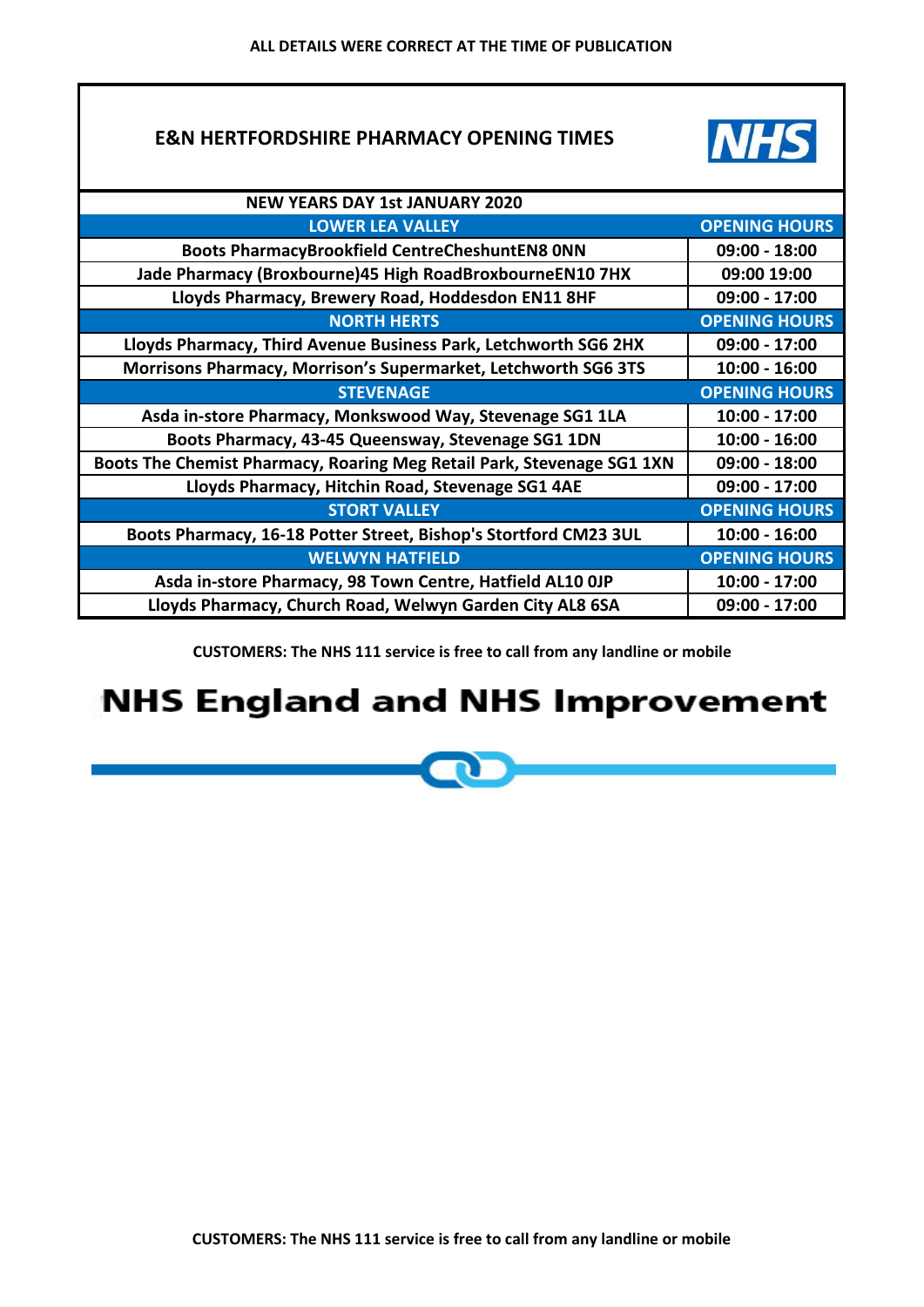ALL DETAILS WERE CORRECT AT THE TIME OF PUBLICATION

## E&N HERTFORDSHIRE PHARMACY OPENING TIMES

NHS

| NEW YEARS DAY 1st JANUARY 2020 | |
|---|---|
| **LOWER LEA VALLEY** | **OPENING HOURS** |
| Boots PharmacyBrookfield CentreCheshuntEN8 0NN | 09:00 - 18:00 |
| Jade Pharmacy (Broxbourne)45 High RoadBroxbourneEN10 7HX | 09:00 19:00 |
| Lloyds Pharmacy, Brewery Road, Hoddesdon EN11 8HF | 09:00 - 17:00 |
| **NORTH HERTS** | **OPENING HOURS** |
| Lloyds Pharmacy, Third Avenue Business Park, Letchworth SG6 2HX | 09:00 - 17:00 |
| Morrisons Pharmacy, Morrison's Supermarket, Letchworth SG6 3TS | 10:00 - 16:00 |
| **STEVENAGE** | **OPENING HOURS** |
| Asda in-store Pharmacy, Monkswood Way, Stevenage SG1 1LA | 10:00 - 17:00 |
| Boots Pharmacy, 43-45 Queensway, Stevenage SG1 1DN | 10:00 - 16:00 |
| Boots The Chemist Pharmacy, Roaring Meg Retail Park, Stevenage SG1 1XN | 09:00 - 18:00 |
| Lloyds Pharmacy, Hitchin Road, Stevenage SG1 4AE | 09:00 - 17:00 |
| **STORT VALLEY** | **OPENING HOURS** |
| Boots Pharmacy, 16-18 Potter Street, Bishop's Stortford CM23 3UL | 10:00 - 16:00 |
| **WELWYN HATFIELD** | **OPENING HOURS** |
| Asda in-store Pharmacy, 98 Town Centre, Hatfield AL10 0JP | 10:00 - 17:00 |
| Lloyds Pharmacy, Church Road, Welwyn Garden City AL8 6SA | 09:00 - 17:00 |

**CUSTOMERS: The NHS 111 service is free to call from any landline or mobile**

# NHS England and NHS Improvement

**CUSTOMERS: The NHS 111 service is free to call from any landline or mobile**